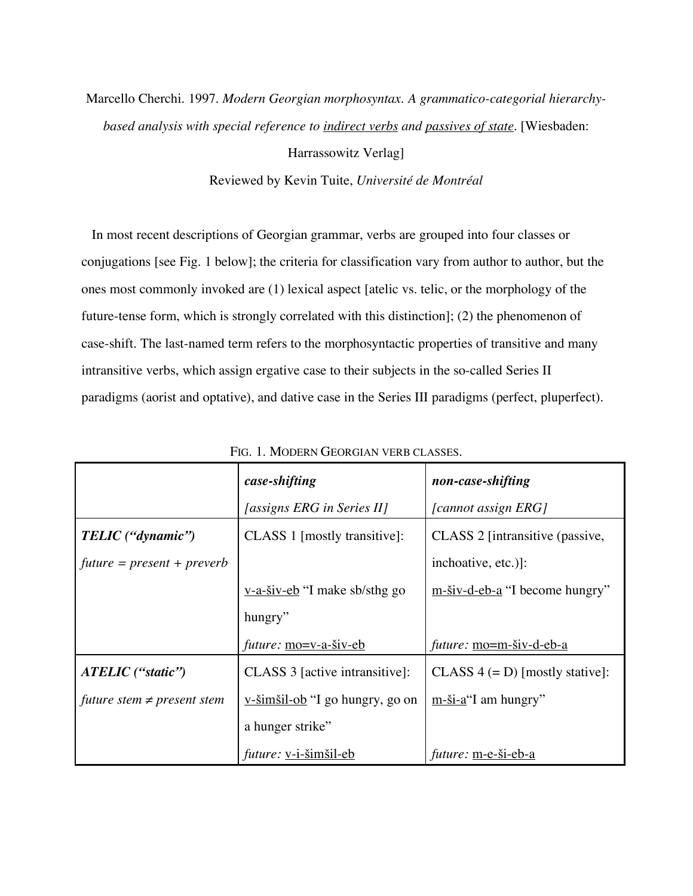Marcello Cherchi. 1997. *Modern Georgian morphosyntax. A grammatico-categorial hierarchy-based analysis with special reference to indirect verbs and passives of state*. [Wiesbaden: Harrassowitz Verlag]

Reviewed by Kevin Tuite, *Université de Montréal*

In most recent descriptions of Georgian grammar, verbs are grouped into four classes or conjugations [see Fig. 1 below]; the criteria for classification vary from author to author, but the ones most commonly invoked are (1) lexical aspect [atelic vs. telic, or the morphology of the future-tense form, which is strongly correlated with this distinction]; (2) the phenomenon of case-shift. The last-named term refers to the morphosyntactic properties of transitive and many intransitive verbs, which assign ergative case to their subjects in the so-called Series II paradigms (aorist and optative), and dative case in the Series III paradigms (perfect, pluperfect).

FIG. 1. MODERN GEORGIAN VERB CLASSES.

| | ***case-shifting*** *[assigns ERG in Series II]* | ***non-case-shifting*** *[cannot assign ERG]* |
|---|---|---|
| ***TELIC ("dynamic")*** *future = present + preverb* | CLASS 1 [mostly transitive]: v-a-šiv-eb "I make sb/sthg go hungry" *future:* mo=v-a-šiv-eb | CLASS 2 [intransitive (passive, inchoative, etc.)]: m-šiv-d-eb-a "I become hungry" *future:* mo=m-šiv-d-eb-a |
| ***ATELIC ("static")*** *future stem ≠ present stem* | CLASS 3 [active intransitive]: v-šimšil-ob "I go hungry, go on a hunger strike" *future:* v-i-šimšil-eb | CLASS 4 (= D) [mostly stative]: m-ši-a "I am hungry" *future:* m-e-ši-eb-a |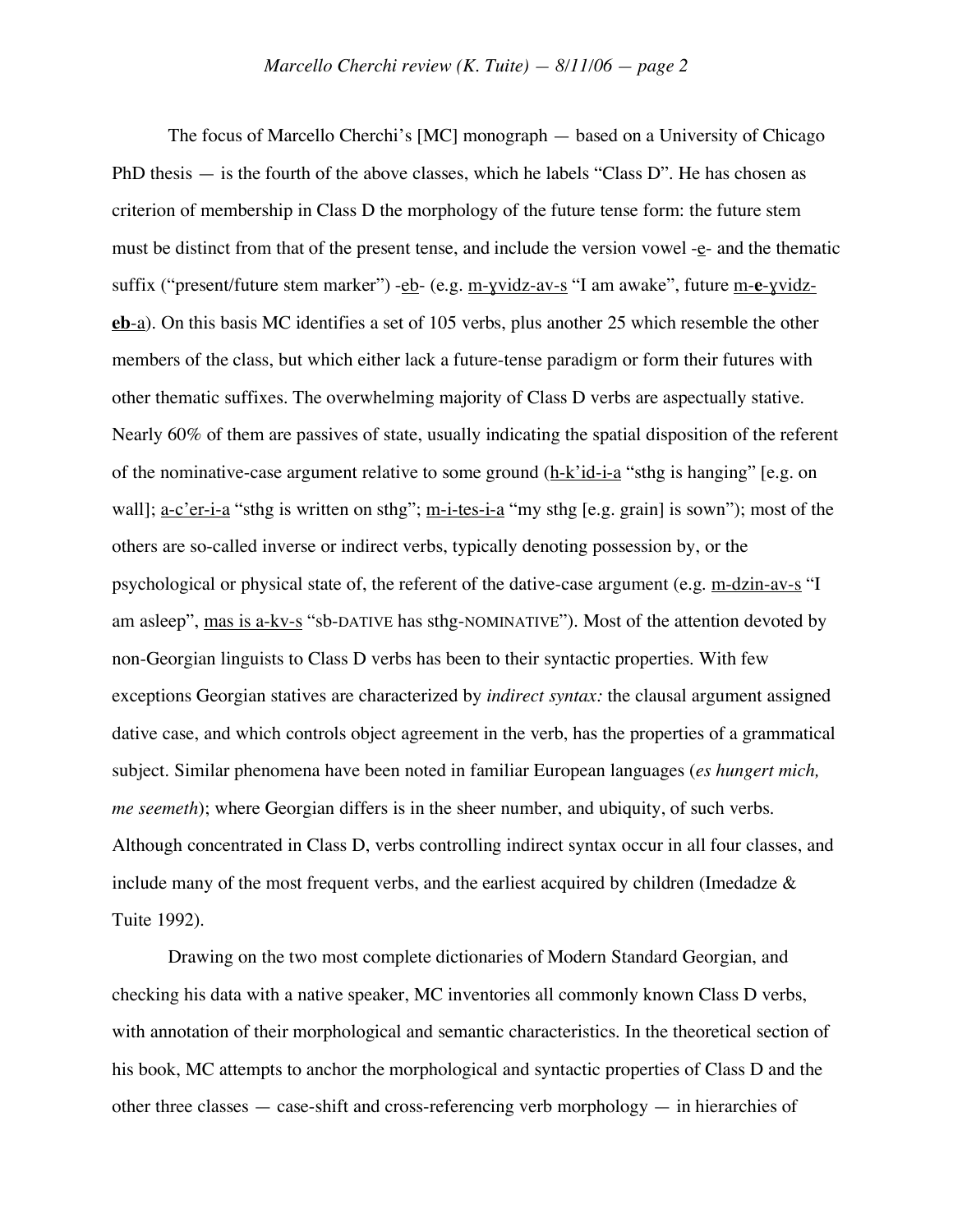The focus of Marcello Cherchi's [MC] monograph — based on a University of Chicago PhD thesis — is the fourth of the above classes, which he labels "Class D". He has chosen as criterion of membership in Class D the morphology of the future tense form: the future stem must be distinct from that of the present tense, and include the version vowel -e- and the thematic suffix ("present/future stem marker") -eb- (e.g. m-ɣvidz-av-s "I am awake", future m-**e**-ɣvidz-**eb**-a). On this basis MC identifies a set of 105 verbs, plus another 25 which resemble the other members of the class, but which either lack a future-tense paradigm or form their futures with other thematic suffixes. The overwhelming majority of Class D verbs are aspectually stative. Nearly 60% of them are passives of state, usually indicating the spatial disposition of the referent of the nominative-case argument relative to some ground (h-k'id-i-a "sthg is hanging" [e.g. on wall]; a-c'er-i-a "sthg is written on sthg"; m-i-tes-i-a "my sthg [e.g. grain] is sown"); most of the others are so-called inverse or indirect verbs, typically denoting possession by, or the psychological or physical state of, the referent of the dative-case argument (e.g. m-dzin-av-s "I am asleep", mas is a-kv-s "sb-DATIVE has sthg-NOMINATIVE"). Most of the attention devoted by non-Georgian linguists to Class D verbs has been to their syntactic properties. With few exceptions Georgian statives are characterized by *indirect syntax:* the clausal argument assigned dative case, and which controls object agreement in the verb, has the properties of a grammatical subject. Similar phenomena have been noted in familiar European languages (*es hungert mich, me seemeth*); where Georgian differs is in the sheer number, and ubiquity, of such verbs. Although concentrated in Class D, verbs controlling indirect syntax occur in all four classes, and include many of the most frequent verbs, and the earliest acquired by children (Imedadze & Tuite 1992).

Drawing on the two most complete dictionaries of Modern Standard Georgian, and checking his data with a native speaker, MC inventories all commonly known Class D verbs, with annotation of their morphological and semantic characteristics. In the theoretical section of his book, MC attempts to anchor the morphological and syntactic properties of Class D and the other three classes — case-shift and cross-referencing verb morphology — in hierarchies of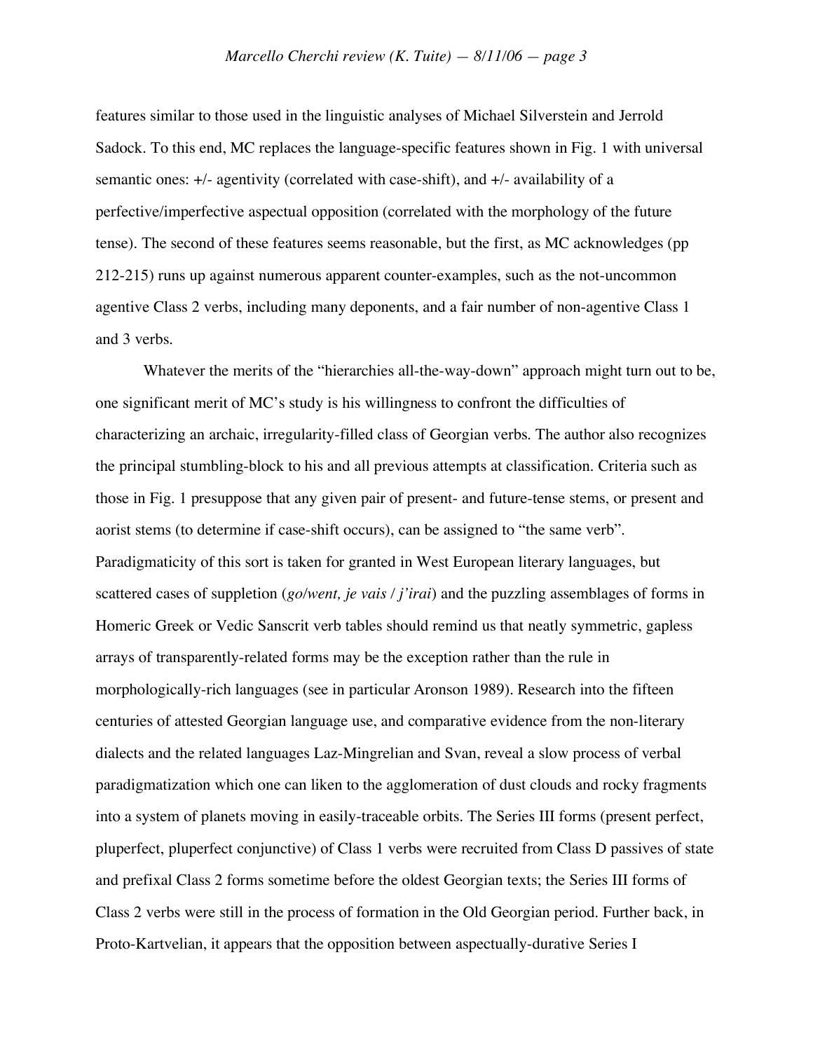features similar to those used in the linguistic analyses of Michael Silverstein and Jerrold Sadock. To this end, MC replaces the language-specific features shown in Fig. 1 with universal semantic ones: +/- agentivity (correlated with case-shift), and +/- availability of a perfective/imperfective aspectual opposition (correlated with the morphology of the future tense). The second of these features seems reasonable, but the first, as MC acknowledges (pp 212-215) runs up against numerous apparent counter-examples, such as the not-uncommon agentive Class 2 verbs, including many deponents, and a fair number of non-agentive Class 1 and 3 verbs.

Whatever the merits of the "hierarchies all-the-way-down" approach might turn out to be, one significant merit of MC's study is his willingness to confront the difficulties of characterizing an archaic, irregularity-filled class of Georgian verbs. The author also recognizes the principal stumbling-block to his and all previous attempts at classification. Criteria such as those in Fig. 1 presuppose that any given pair of present- and future-tense stems, or present and aorist stems (to determine if case-shift occurs), can be assigned to "the same verb". Paradigmaticity of this sort is taken for granted in West European literary languages, but scattered cases of suppletion (*go/went, je vais / j'irai*) and the puzzling assemblages of forms in Homeric Greek or Vedic Sanscrit verb tables should remind us that neatly symmetric, gapless arrays of transparently-related forms may be the exception rather than the rule in morphologically-rich languages (see in particular Aronson 1989). Research into the fifteen centuries of attested Georgian language use, and comparative evidence from the non-literary dialects and the related languages Laz-Mingrelian and Svan, reveal a slow process of verbal paradigmatization which one can liken to the agglomeration of dust clouds and rocky fragments into a system of planets moving in easily-traceable orbits. The Series III forms (present perfect, pluperfect, pluperfect conjunctive) of Class 1 verbs were recruited from Class D passives of state and prefixal Class 2 forms sometime before the oldest Georgian texts; the Series III forms of Class 2 verbs were still in the process of formation in the Old Georgian period. Further back, in Proto-Kartvelian, it appears that the opposition between aspectually-durative Series I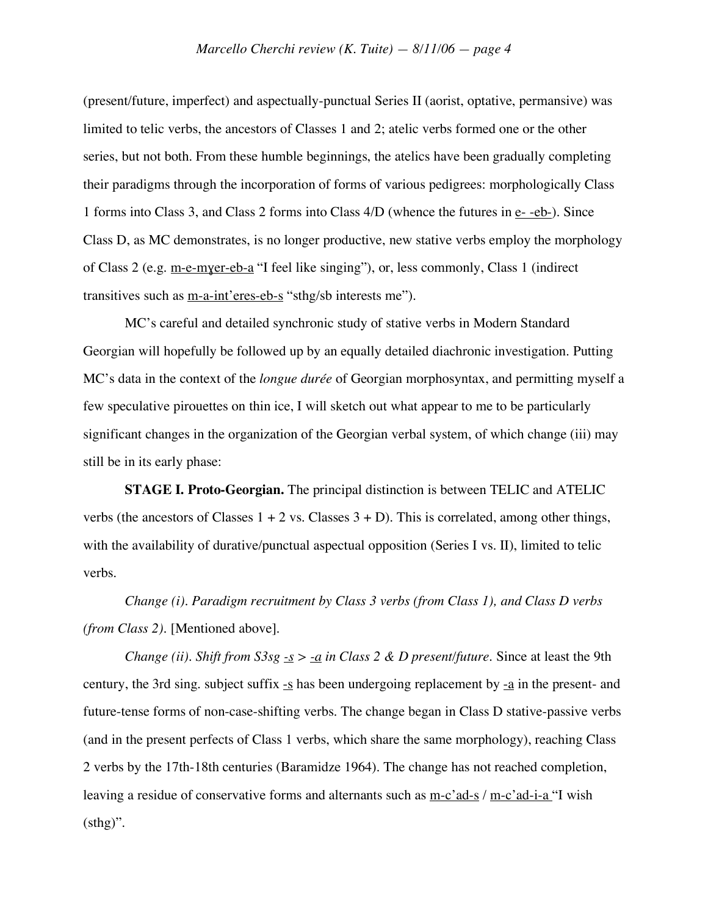(present/future, imperfect) and aspectually-punctual Series II (aorist, optative, permansive) was limited to telic verbs, the ancestors of Classes 1 and 2; atelic verbs formed one or the other series, but not both. From these humble beginnings, the atelics have been gradually completing their paradigms through the incorporation of forms of various pedigrees: morphologically Class 1 forms into Class 3, and Class 2 forms into Class 4/D (whence the futures in e- -eb-). Since Class D, as MC demonstrates, is no longer productive, new stative verbs employ the morphology of Class 2 (e.g. m-e-mɣer-eb-a "I feel like singing"), or, less commonly, Class 1 (indirect transitives such as m-a-int'eres-eb-s "sthg/sb interests me").

MC's careful and detailed synchronic study of stative verbs in Modern Standard Georgian will hopefully be followed up by an equally detailed diachronic investigation. Putting MC's data in the context of the *longue durée* of Georgian morphosyntax, and permitting myself a few speculative pirouettes on thin ice, I will sketch out what appear to me to be particularly significant changes in the organization of the Georgian verbal system, of which change (iii) may still be in its early phase:

**STAGE I. Proto-Georgian.** The principal distinction is between TELIC and ATELIC verbs (the ancestors of Classes 1 + 2 vs. Classes 3 + D). This is correlated, among other things, with the availability of durative/punctual aspectual opposition (Series I vs. II), limited to telic verbs.

*Change (i). Paradigm recruitment by Class 3 verbs (from Class 1), and Class D verbs (from Class 2).* [Mentioned above].

*Change (ii). Shift from S3sg -s > -a in Class 2 & D present/future.* Since at least the 9th century, the 3rd sing. subject suffix -s has been undergoing replacement by -a in the present- and future-tense forms of non-case-shifting verbs. The change began in Class D stative-passive verbs (and in the present perfects of Class 1 verbs, which share the same morphology), reaching Class 2 verbs by the 17th-18th centuries (Baramidze 1964). The change has not reached completion, leaving a residue of conservative forms and alternants such as m-c'ad-s / m-c'ad-i-a "I wish (sthg)".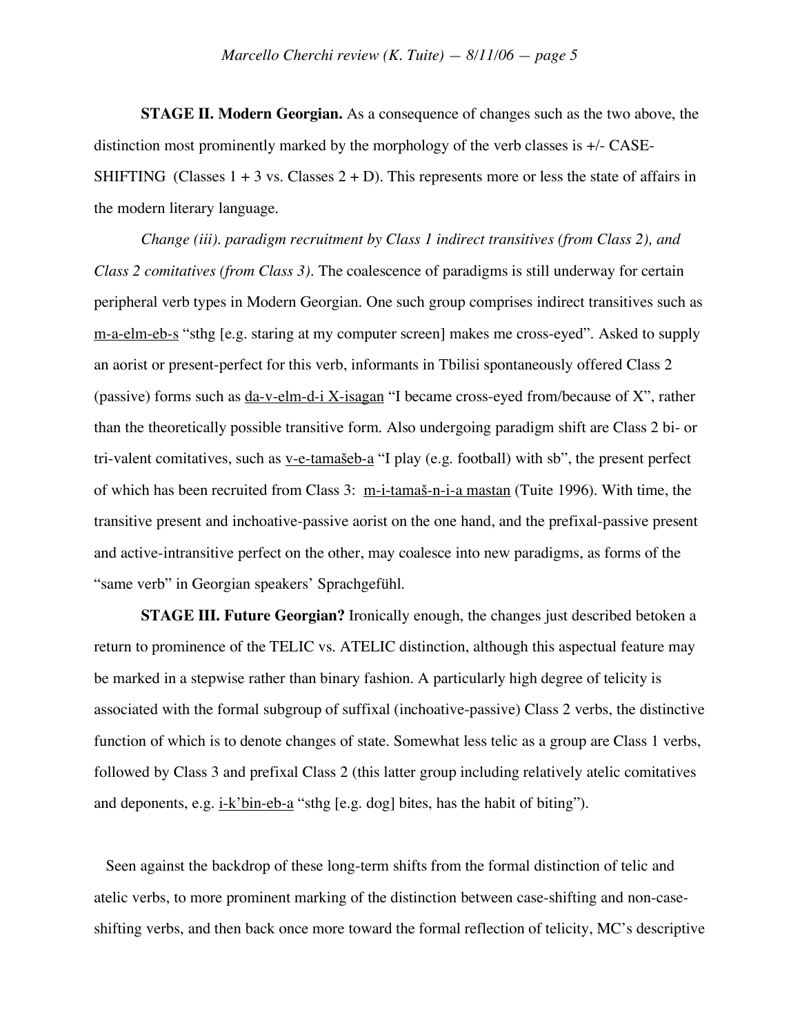**STAGE II. Modern Georgian.** As a consequence of changes such as the two above, the distinction most prominently marked by the morphology of the verb classes is +/- CASE-SHIFTING (Classes 1 + 3 vs. Classes 2 + D). This represents more or less the state of affairs in the modern literary language.

*Change (iii). paradigm recruitment by Class 1 indirect transitives (from Class 2), and Class 2 comitatives (from Class 3).* The coalescence of paradigms is still underway for certain peripheral verb types in Modern Georgian. One such group comprises indirect transitives such as m-a-elm-eb-s "sthg [e.g. staring at my computer screen] makes me cross-eyed". Asked to supply an aorist or present-perfect for this verb, informants in Tbilisi spontaneously offered Class 2 (passive) forms such as da-v-elm-d-i X-isagan "I became cross-eyed from/because of X", rather than the theoretically possible transitive form. Also undergoing paradigm shift are Class 2 bi- or tri-valent comitatives, such as v-e-tamašeb-a "I play (e.g. football) with sb", the present perfect of which has been recruited from Class 3: m-i-tamaš-n-i-a mastan (Tuite 1996). With time, the transitive present and inchoative-passive aorist on the one hand, and the prefixal-passive present and active-intransitive perfect on the other, may coalesce into new paradigms, as forms of the "same verb" in Georgian speakers' Sprachgefühl.

**STAGE III. Future Georgian?** Ironically enough, the changes just described betoken a return to prominence of the TELIC vs. ATELIC distinction, although this aspectual feature may be marked in a stepwise rather than binary fashion. A particularly high degree of telicity is associated with the formal subgroup of suffixal (inchoative-passive) Class 2 verbs, the distinctive function of which is to denote changes of state. Somewhat less telic as a group are Class 1 verbs, followed by Class 3 and prefixal Class 2 (this latter group including relatively atelic comitatives and deponents, e.g. i-k'bin-eb-a "sthg [e.g. dog] bites, has the habit of biting").

Seen against the backdrop of these long-term shifts from the formal distinction of telic and atelic verbs, to more prominent marking of the distinction between case-shifting and non-case-shifting verbs, and then back once more toward the formal reflection of telicity, MC's descriptive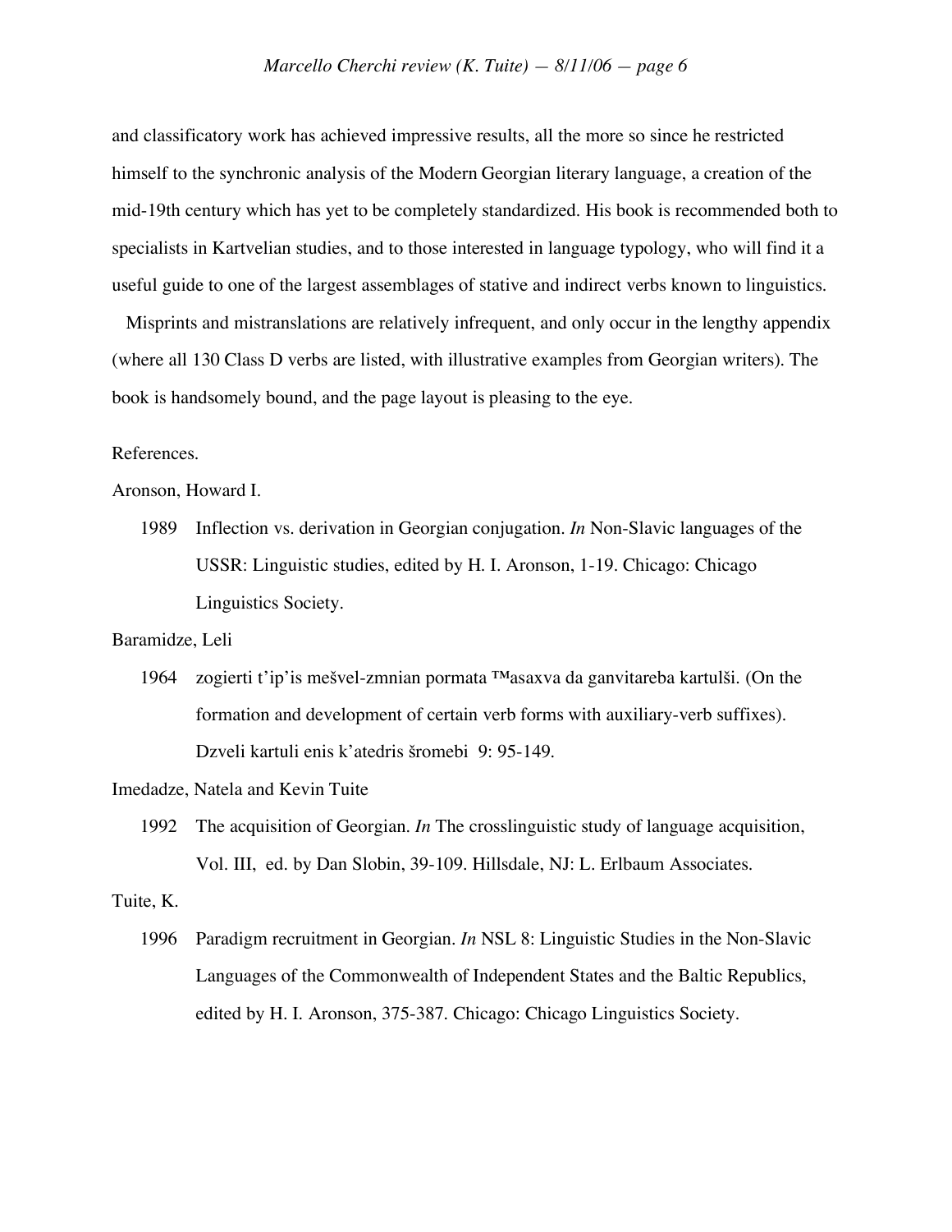and classificatory work has achieved impressive results, all the more so since he restricted himself to the synchronic analysis of the Modern Georgian literary language, a creation of the mid-19th century which has yet to be completely standardized. His book is recommended both to specialists in Kartvelian studies, and to those interested in language typology, who will find it a useful guide to one of the largest assemblages of stative and indirect verbs known to linguistics.

Misprints and mistranslations are relatively infrequent, and only occur in the lengthy appendix (where all 130 Class D verbs are listed, with illustrative examples from Georgian writers). The book is handsomely bound, and the page layout is pleasing to the eye.

References.

Aronson, Howard I.

1989 Inflection vs. derivation in Georgian conjugation. *In* Non-Slavic languages of the USSR: Linguistic studies, edited by H. I. Aronson, 1-19. Chicago: Chicago Linguistics Society.

Baramidze, Leli

1964 zogierti t'ip'is mešvel-zmnian pormata ™asaxva da ganvitareba kartulši. (On the formation and development of certain verb forms with auxiliary-verb suffixes). Dzveli kartuli enis k'atedris šromebi 9: 95-149.

Imedadze, Natela and Kevin Tuite

1992 The acquisition of Georgian. *In* The crosslinguistic study of language acquisition, Vol. III, ed. by Dan Slobin, 39-109. Hillsdale, NJ: L. Erlbaum Associates.

Tuite, K.

1996 Paradigm recruitment in Georgian. *In* NSL 8: Linguistic Studies in the Non-Slavic Languages of the Commonwealth of Independent States and the Baltic Republics, edited by H. I. Aronson, 375-387. Chicago: Chicago Linguistics Society.